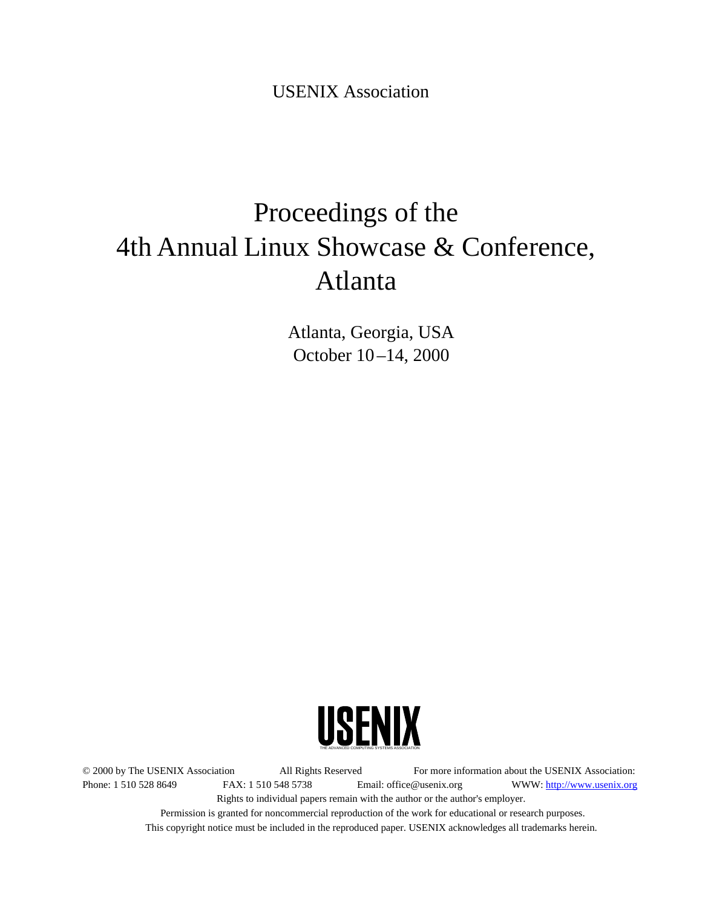USENIX Association

# Proceedings of the 4th Annual Linux Showcase & Conference, Atlanta

Atlanta, Georgia, USA
October 10–14, 2000

USENIX
THE ADVANCED COMPUTING SYSTEMS ASSOCIATION

© 2000 by The USENIX Association All Rights Reserved For more information about the USENIX Association:
Phone: 1 510 528 8649 FAX: 1 510 548 5738 Email: office@usenix.org WWW: http://www.usenix.org
Rights to individual papers remain with the author or the author's employer.
Permission is granted for noncommercial reproduction of the work for educational or research purposes.
This copyright notice must be included in the reproduced paper. USENIX acknowledges all trademarks herein.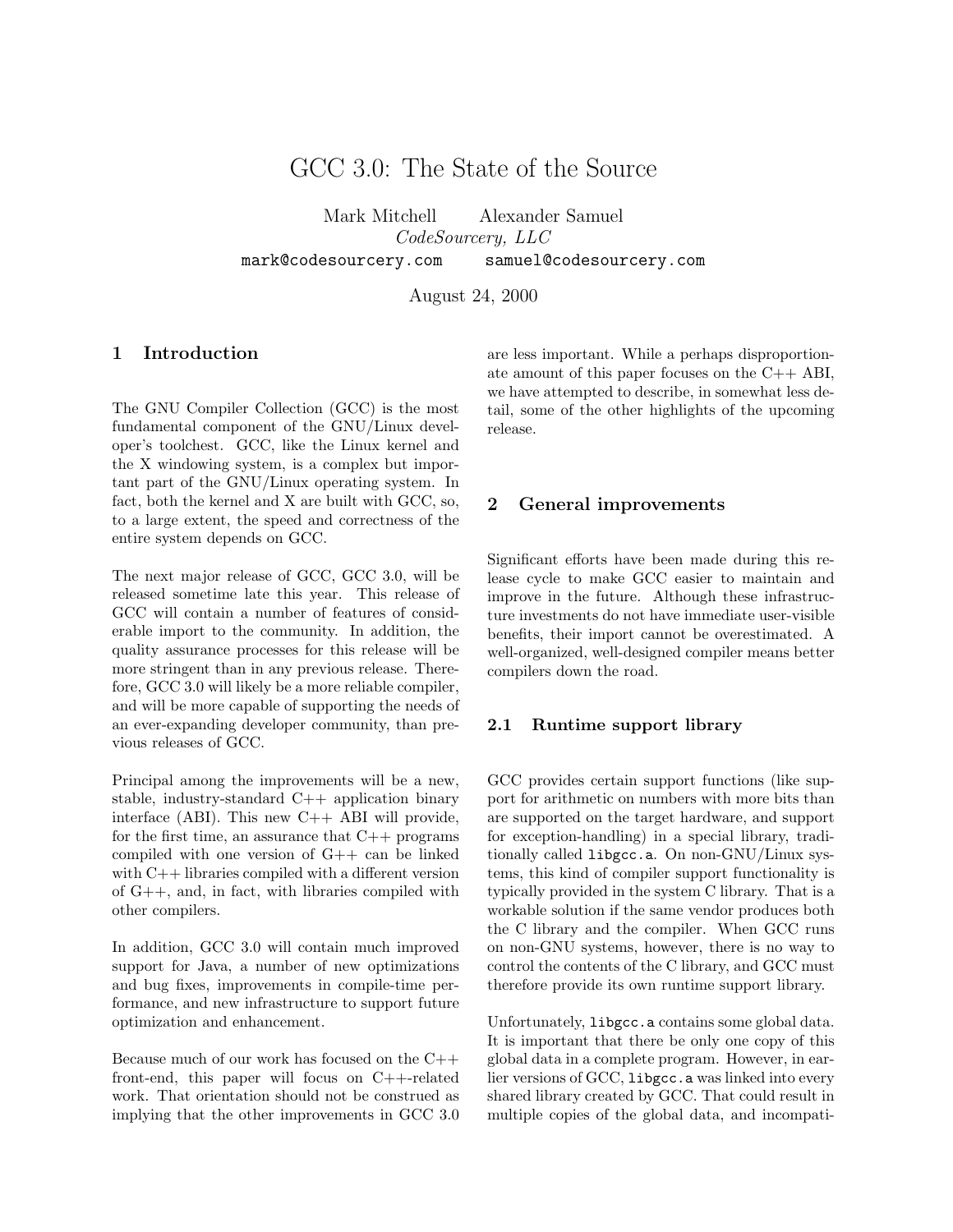# GCC 3.0: The State of the Source

Mark Mitchell  Alexander Samuel

*CodeSourcery, LLC*

mark@codesourcery.com  samuel@codesourcery.com

August 24, 2000

## 1 Introduction

The GNU Compiler Collection (GCC) is the most fundamental component of the GNU/Linux developer's toolchest. GCC, like the Linux kernel and the X windowing system, is a complex but important part of the GNU/Linux operating system. In fact, both the kernel and X are built with GCC, so, to a large extent, the speed and correctness of the entire system depends on GCC.

The next major release of GCC, GCC 3.0, will be released sometime late this year. This release of GCC will contain a number of features of considerable import to the community. In addition, the quality assurance processes for this release will be more stringent than in any previous release. Therefore, GCC 3.0 will likely be a more reliable compiler, and will be more capable of supporting the needs of an ever-expanding developer community, than previous releases of GCC.

Principal among the improvements will be a new, stable, industry-standard C++ application binary interface (ABI). This new C++ ABI will provide, for the first time, an assurance that C++ programs compiled with one version of G++ can be linked with C++ libraries compiled with a different version of G++, and, in fact, with libraries compiled with other compilers.

In addition, GCC 3.0 will contain much improved support for Java, a number of new optimizations and bug fixes, improvements in compile-time performance, and new infrastructure to support future optimization and enhancement.

Because much of our work has focused on the C++ front-end, this paper will focus on C++-related work. That orientation should not be construed as implying that the other improvements in GCC 3.0 are less important. While a perhaps disproportionate amount of this paper focuses on the C++ ABI, we have attempted to describe, in somewhat less detail, some of the other highlights of the upcoming release.

## 2 General improvements

Significant efforts have been made during this release cycle to make GCC easier to maintain and improve in the future. Although these infrastructure investments do not have immediate user-visible benefits, their import cannot be overestimated. A well-organized, well-designed compiler means better compilers down the road.

### 2.1 Runtime support library

GCC provides certain support functions (like support for arithmetic on numbers with more bits than are supported on the target hardware, and support for exception-handling) in a special library, traditionally called `libgcc.a`. On non-GNU/Linux systems, this kind of compiler support functionality is typically provided in the system C library. That is a workable solution if the same vendor produces both the C library and the compiler. When GCC runs on non-GNU systems, however, there is no way to control the contents of the C library, and GCC must therefore provide its own runtime support library.

Unfortunately, `libgcc.a` contains some global data. It is important that there be only one copy of this global data in a complete program. However, in earlier versions of GCC, `libgcc.a` was linked into every shared library created by GCC. That could result in multiple copies of the global data, and incompati-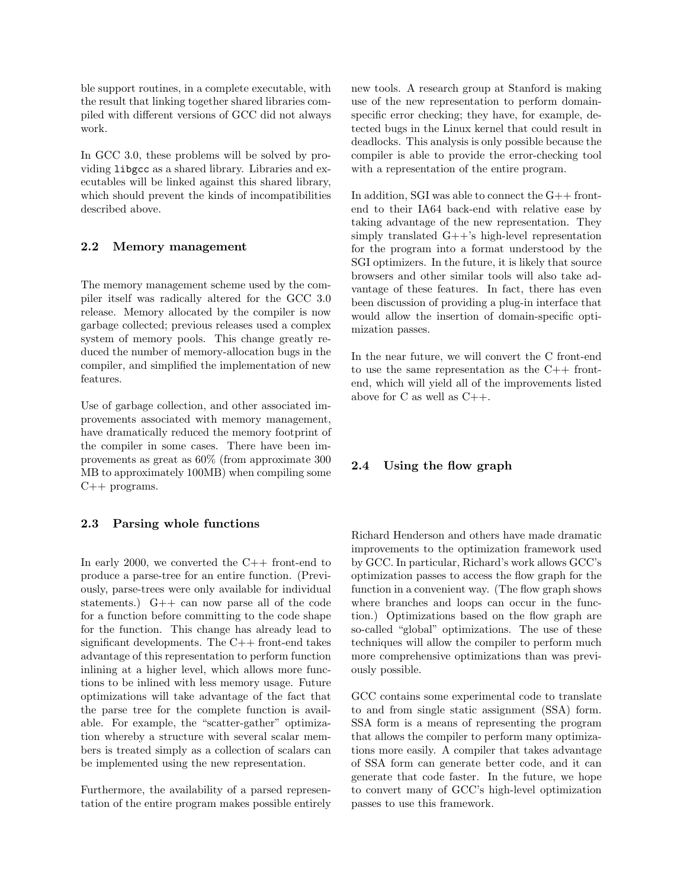ble support routines, in a complete executable, with the result that linking together shared libraries compiled with different versions of GCC did not always work.

In GCC 3.0, these problems will be solved by providing `libgcc` as a shared library. Libraries and executables will be linked against this shared library, which should prevent the kinds of incompatibilities described above.

## 2.2 Memory management

The memory management scheme used by the compiler itself was radically altered for the GCC 3.0 release. Memory allocated by the compiler is now garbage collected; previous releases used a complex system of memory pools. This change greatly reduced the number of memory-allocation bugs in the compiler, and simplified the implementation of new features.

Use of garbage collection, and other associated improvements associated with memory management, have dramatically reduced the memory footprint of the compiler in some cases. There have been improvements as great as 60% (from approximate 300 MB to approximately 100MB) when compiling some C++ programs.

## 2.3 Parsing whole functions

In early 2000, we converted the C++ front-end to produce a parse-tree for an entire function. (Previously, parse-trees were only available for individual statements.) G++ can now parse all of the code for a function before committing to the code shape for the function. This change has already lead to significant developments. The C++ front-end takes advantage of this representation to perform function inlining at a higher level, which allows more functions to be inlined with less memory usage. Future optimizations will take advantage of the fact that the parse tree for the complete function is available. For example, the "scatter-gather" optimization whereby a structure with several scalar members is treated simply as a collection of scalars can be implemented using the new representation.

Furthermore, the availability of a parsed representation of the entire program makes possible entirely new tools. A research group at Stanford is making use of the new representation to perform domain-specific error checking; they have, for example, detected bugs in the Linux kernel that could result in deadlocks. This analysis is only possible because the compiler is able to provide the error-checking tool with a representation of the entire program.

In addition, SGI was able to connect the G++ front-end to their IA64 back-end with relative ease by taking advantage of the new representation. They simply translated G++'s high-level representation for the program into a format understood by the SGI optimizers. In the future, it is likely that source browsers and other similar tools will also take advantage of these features. In fact, there has even been discussion of providing a plug-in interface that would allow the insertion of domain-specific optimization passes.

In the near future, we will convert the C front-end to use the same representation as the C++ front-end, which will yield all of the improvements listed above for C as well as C++.

## 2.4 Using the flow graph

Richard Henderson and others have made dramatic improvements to the optimization framework used by GCC. In particular, Richard's work allows GCC's optimization passes to access the flow graph for the function in a convenient way. (The flow graph shows where branches and loops can occur in the function.) Optimizations based on the flow graph are so-called "global" optimizations. The use of these techniques will allow the compiler to perform much more comprehensive optimizations than was previously possible.

GCC contains some experimental code to translate to and from single static assignment (SSA) form. SSA form is a means of representing the program that allows the compiler to perform many optimizations more easily. A compiler that takes advantage of SSA form can generate better code, and it can generate that code faster. In the future, we hope to convert many of GCC's high-level optimization passes to use this framework.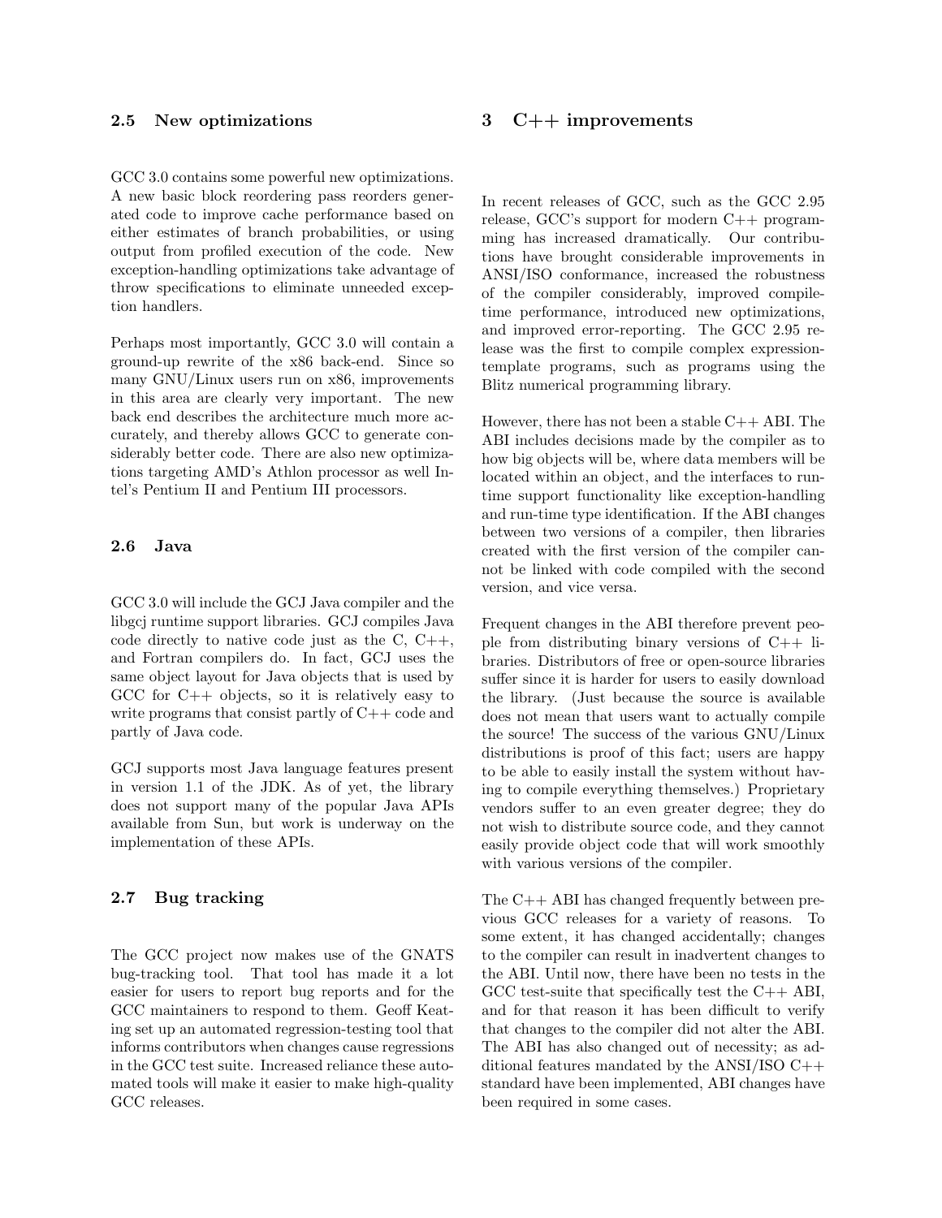### 2.5 New optimizations

GCC 3.0 contains some powerful new optimizations. A new basic block reordering pass reorders generated code to improve cache performance based on either estimates of branch probabilities, or using output from profiled execution of the code. New exception-handling optimizations take advantage of throw specifications to eliminate unneeded exception handlers.

Perhaps most importantly, GCC 3.0 will contain a ground-up rewrite of the x86 back-end. Since so many GNU/Linux users run on x86, improvements in this area are clearly very important. The new back end describes the architecture much more accurately, and thereby allows GCC to generate considerably better code. There are also new optimizations targeting AMD's Athlon processor as well Intel's Pentium II and Pentium III processors.

### 2.6 Java

GCC 3.0 will include the GCJ Java compiler and the libgcj runtime support libraries. GCJ compiles Java code directly to native code just as the C, C++, and Fortran compilers do. In fact, GCJ uses the same object layout for Java objects that is used by GCC for C++ objects, so it is relatively easy to write programs that consist partly of C++ code and partly of Java code.

GCJ supports most Java language features present in version 1.1 of the JDK. As of yet, the library does not support many of the popular Java APIs available from Sun, but work is underway on the implementation of these APIs.

### 2.7 Bug tracking

The GCC project now makes use of the GNATS bug-tracking tool. That tool has made it a lot easier for users to report bug reports and for the GCC maintainers to respond to them. Geoff Keating set up an automated regression-testing tool that informs contributors when changes cause regressions in the GCC test suite. Increased reliance these automated tools will make it easier to make high-quality GCC releases.

## 3 C++ improvements

In recent releases of GCC, such as the GCC 2.95 release, GCC's support for modern C++ programming has increased dramatically. Our contributions have brought considerable improvements in ANSI/ISO conformance, increased the robustness of the compiler considerably, improved compile-time performance, introduced new optimizations, and improved error-reporting. The GCC 2.95 release was the first to compile complex expression-template programs, such as programs using the Blitz numerical programming library.

However, there has not been a stable C++ ABI. The ABI includes decisions made by the compiler as to how big objects will be, where data members will be located within an object, and the interfaces to run-time support functionality like exception-handling and run-time type identification. If the ABI changes between two versions of a compiler, then libraries created with the first version of the compiler cannot be linked with code compiled with the second version, and vice versa.

Frequent changes in the ABI therefore prevent people from distributing binary versions of C++ libraries. Distributors of free or open-source libraries suffer since it is harder for users to easily download the library. (Just because the source is available does not mean that users want to actually compile the source! The success of the various GNU/Linux distributions is proof of this fact; users are happy to be able to easily install the system without having to compile everything themselves.) Proprietary vendors suffer to an even greater degree; they do not wish to distribute source code, and they cannot easily provide object code that will work smoothly with various versions of the compiler.

The C++ ABI has changed frequently between previous GCC releases for a variety of reasons. To some extent, it has changed accidentally; changes to the compiler can result in inadvertent changes to the ABI. Until now, there have been no tests in the GCC test-suite that specifically test the C++ ABI, and for that reason it has been difficult to verify that changes to the compiler did not alter the ABI. The ABI has also changed out of necessity; as additional features mandated by the ANSI/ISO C++ standard have been implemented, ABI changes have been required in some cases.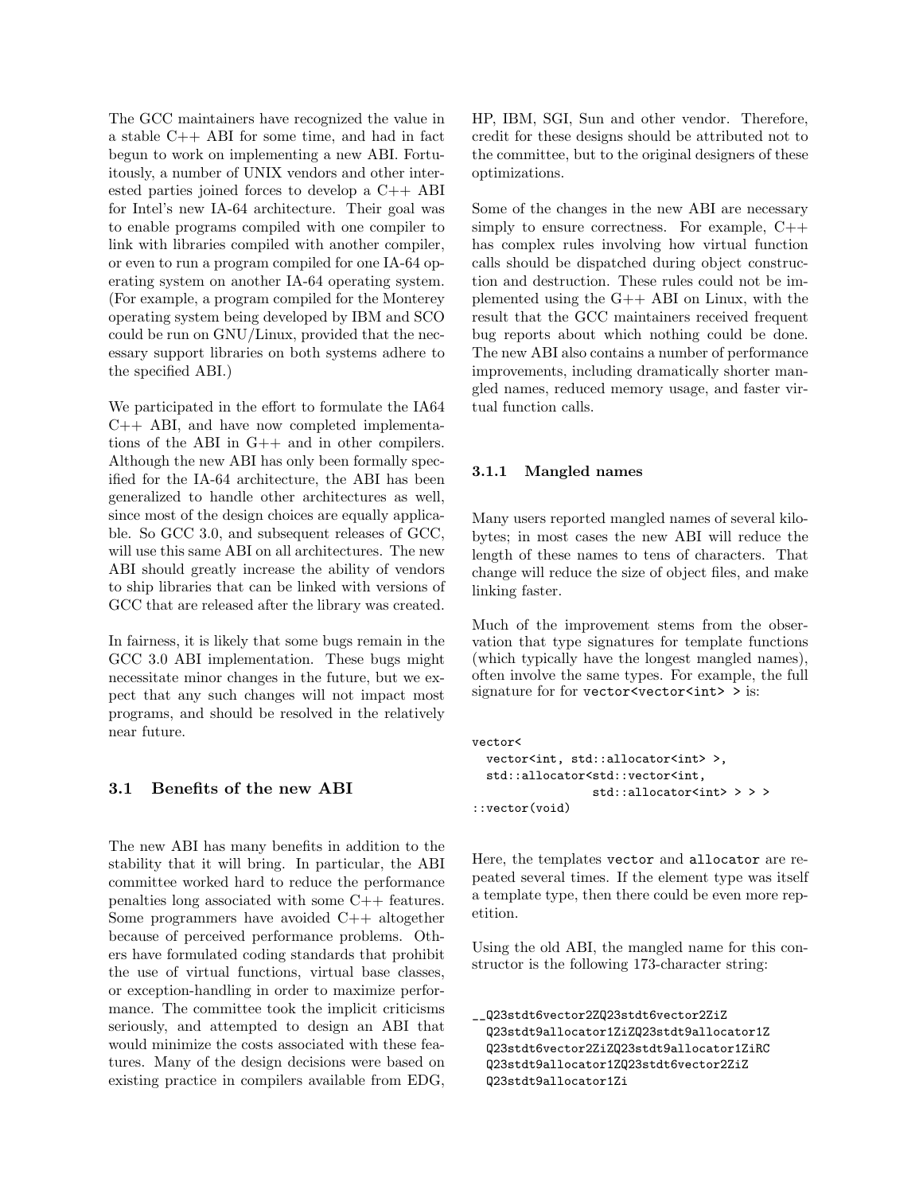The GCC maintainers have recognized the value in a stable C++ ABI for some time, and had in fact begun to work on implementing a new ABI. Fortuitously, a number of UNIX vendors and other interested parties joined forces to develop a C++ ABI for Intel's new IA-64 architecture. Their goal was to enable programs compiled with one compiler to link with libraries compiled with another compiler, or even to run a program compiled for one IA-64 operating system on another IA-64 operating system. (For example, a program compiled for the Monterey operating system being developed by IBM and SCO could be run on GNU/Linux, provided that the necessary support libraries on both systems adhere to the specified ABI.)

We participated in the effort to formulate the IA64 C++ ABI, and have now completed implementations of the ABI in G++ and in other compilers. Although the new ABI has only been formally specified for the IA-64 architecture, the ABI has been generalized to handle other architectures as well, since most of the design choices are equally applicable. So GCC 3.0, and subsequent releases of GCC, will use this same ABI on all architectures. The new ABI should greatly increase the ability of vendors to ship libraries that can be linked with versions of GCC that are released after the library was created.

In fairness, it is likely that some bugs remain in the GCC 3.0 ABI implementation. These bugs might necessitate minor changes in the future, but we expect that any such changes will not impact most programs, and should be resolved in the relatively near future.

### 3.1 Benefits of the new ABI

The new ABI has many benefits in addition to the stability that it will bring. In particular, the ABI committee worked hard to reduce the performance penalties long associated with some C++ features. Some programmers have avoided C++ altogether because of perceived performance problems. Others have formulated coding standards that prohibit the use of virtual functions, virtual base classes, or exception-handling in order to maximize performance. The committee took the implicit criticisms seriously, and attempted to design an ABI that would minimize the costs associated with these features. Many of the design decisions were based on existing practice in compilers available from EDG, HP, IBM, SGI, Sun and other vendor. Therefore, credit for these designs should be attributed not to the committee, but to the original designers of these optimizations.

Some of the changes in the new ABI are necessary simply to ensure correctness. For example, C++ has complex rules involving how virtual function calls should be dispatched during object construction and destruction. These rules could not be implemented using the G++ ABI on Linux, with the result that the GCC maintainers received frequent bug reports about which nothing could be done. The new ABI also contains a number of performance improvements, including dramatically shorter mangled names, reduced memory usage, and faster virtual function calls.

#### 3.1.1 Mangled names

Many users reported mangled names of several kilobytes; in most cases the new ABI will reduce the length of these names to tens of characters. That change will reduce the size of object files, and make linking faster.

Much of the improvement stems from the observation that type signatures for template functions (which typically have the longest mangled names), often involve the same types. For example, the full signature for for `vector<vector<int> >` is:

```
vector<
  vector<int, std::allocator<int> >,
  std::allocator<std::vector<int,
                std::allocator<int> > > >
::vector(void)
```

Here, the templates `vector` and `allocator` are repeated several times. If the element type was itself a template type, then there could be even more repetition.

Using the old ABI, the mangled name for this constructor is the following 173-character string:

```
__Q23stdt6vector2ZQ23stdt6vector2ZiZ
  Q23stdt9allocator1ZiZQ23stdt9allocator1Z
  Q23stdt6vector2ZiZQ23stdt9allocator1ZiRC
  Q23stdt9allocator1ZQ23stdt6vector2ZiZ
  Q23stdt9allocator1Zi
```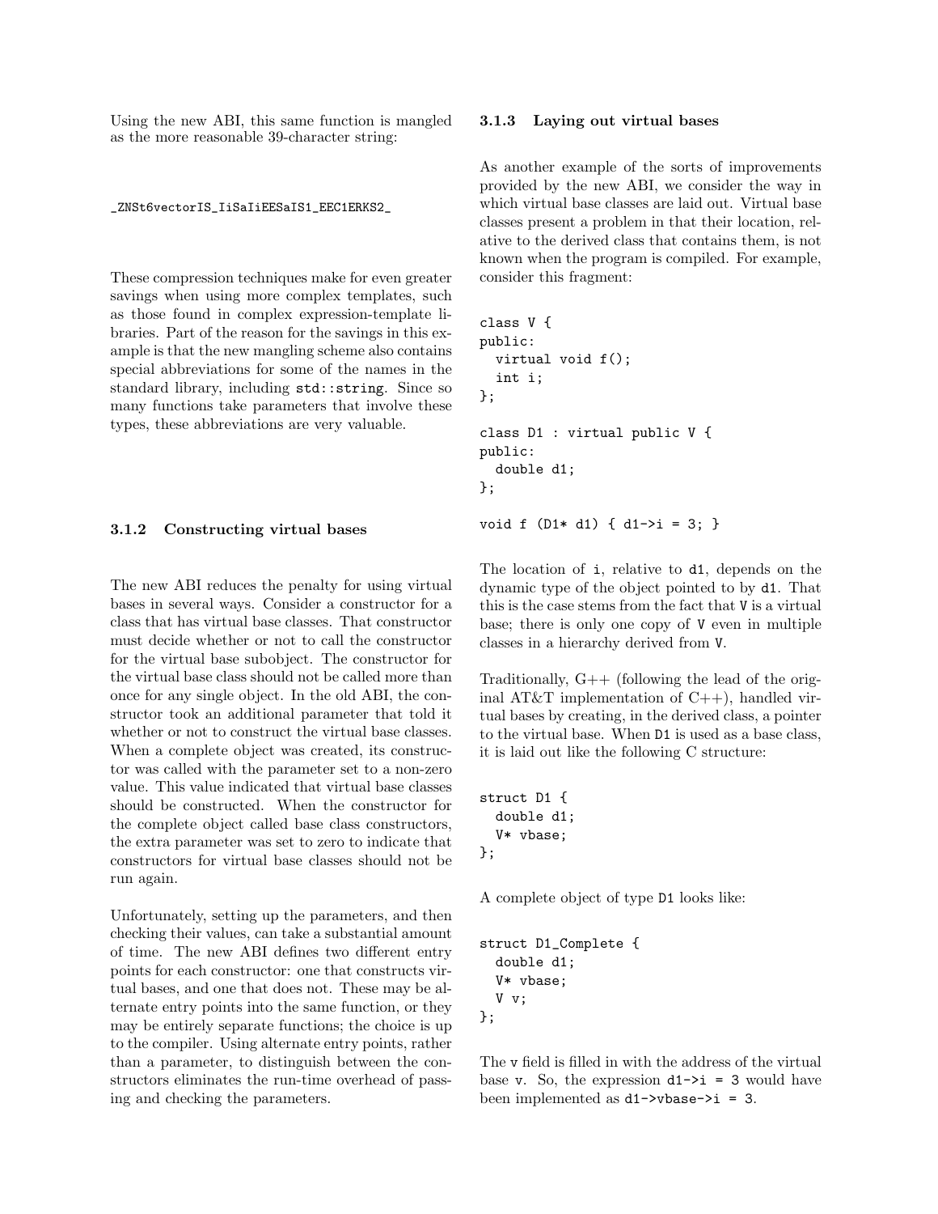Using the new ABI, this same function is mangled as the more reasonable 39-character string:

```
_ZNSt6vectorIS_IiSaIiEESaIS1_EEC1ERKS2_
```

These compression techniques make for even greater savings when using more complex templates, such as those found in complex expression-template libraries. Part of the reason for the savings in this example is that the new mangling scheme also contains special abbreviations for some of the names in the standard library, including `std::string`. Since so many functions take parameters that involve these types, these abbreviations are very valuable.

### 3.1.2 Constructing virtual bases

The new ABI reduces the penalty for using virtual bases in several ways. Consider a constructor for a class that has virtual base classes. That constructor must decide whether or not to call the constructor for the virtual base subobject. The constructor for the virtual base class should not be called more than once for any single object. In the old ABI, the constructor took an additional parameter that told it whether or not to construct the virtual base classes. When a complete object was created, its constructor was called with the parameter set to a non-zero value. This value indicated that virtual base classes should be constructed. When the constructor for the complete object called base class constructors, the extra parameter was set to zero to indicate that constructors for virtual base classes should not be run again.

Unfortunately, setting up the parameters, and then checking their values, can take a substantial amount of time. The new ABI defines two different entry points for each constructor: one that constructs virtual bases, and one that does not. These may be alternate entry points into the same function, or they may be entirely separate functions; the choice is up to the compiler. Using alternate entry points, rather than a parameter, to distinguish between the constructors eliminates the run-time overhead of passing and checking the parameters.

### 3.1.3 Laying out virtual bases

As another example of the sorts of improvements provided by the new ABI, we consider the way in which virtual base classes are laid out. Virtual base classes present a problem in that their location, relative to the derived class that contains them, is not known when the program is compiled. For example, consider this fragment:

```
class V {
public:
  virtual void f();
  int i;
};

class D1 : virtual public V {
public:
  double d1;
};

void f (D1* d1) { d1->i = 3; }
```

The location of `i`, relative to `d1`, depends on the dynamic type of the object pointed to by `d1`. That this is the case stems from the fact that `V` is a virtual base; there is only one copy of `V` even in multiple classes in a hierarchy derived from `V`.

Traditionally, G++ (following the lead of the original AT&T implementation of C++), handled virtual bases by creating, in the derived class, a pointer to the virtual base. When `D1` is used as a base class, it is laid out like the following C structure:

```
struct D1 {
  double d1;
  V* vbase;
};
```

A complete object of type `D1` looks like:

```
struct D1_Complete {
  double d1;
  V* vbase;
  V v;
};
```

The `v` field is filled in with the address of the virtual base `v`. So, the expression `d1->i = 3` would have been implemented as `d1->vbase->i = 3`.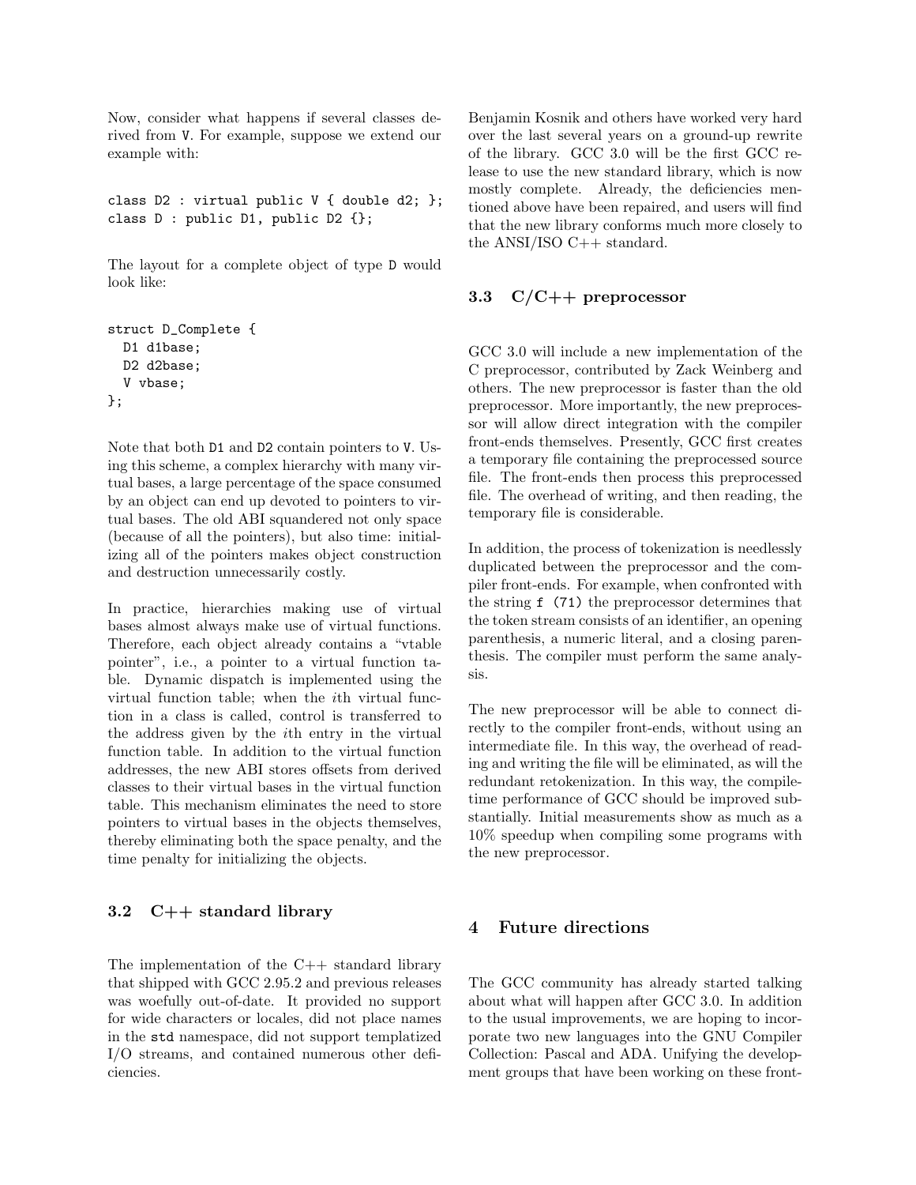Now, consider what happens if several classes derived from `V`. For example, suppose we extend our example with:

```
class D2 : virtual public V { double d2; };
class D : public D1, public D2 {};
```

The layout for a complete object of type `D` would look like:

```
struct D_Complete {
  D1 d1base;
  D2 d2base;
  V vbase;
};
```

Note that both `D1` and `D2` contain pointers to `V`. Using this scheme, a complex hierarchy with many virtual bases, a large percentage of the space consumed by an object can end up devoted to pointers to virtual bases. The old ABI squandered not only space (because of all the pointers), but also time: initializing all of the pointers makes object construction and destruction unnecessarily costly.

In practice, hierarchies making use of virtual bases almost always make use of virtual functions. Therefore, each object already contains a "vtable pointer", i.e., a pointer to a virtual function table. Dynamic dispatch is implemented using the virtual function table; when the $i$th virtual function in a class is called, control is transferred to the address given by the $i$th entry in the virtual function table. In addition to the virtual function addresses, the new ABI stores offsets from derived classes to their virtual bases in the virtual function table. This mechanism eliminates the need to store pointers to virtual bases in the objects themselves, thereby eliminating both the space penalty, and the time penalty for initializing the objects.

### 3.2 C++ standard library

The implementation of the C++ standard library that shipped with GCC 2.95.2 and previous releases was woefully out-of-date. It provided no support for wide characters or locales, did not place names in the `std` namespace, did not support templatized I/O streams, and contained numerous other deficiencies.

Benjamin Kosnik and others have worked very hard over the last several years on a ground-up rewrite of the library. GCC 3.0 will be the first GCC release to use the new standard library, which is now mostly complete. Already, the deficiencies mentioned above have been repaired, and users will find that the new library conforms much more closely to the ANSI/ISO C++ standard.

### 3.3 C/C++ preprocessor

GCC 3.0 will include a new implementation of the C preprocessor, contributed by Zack Weinberg and others. The new preprocessor is faster than the old preprocessor. More importantly, the new preprocessor will allow direct integration with the compiler front-ends themselves. Presently, GCC first creates a temporary file containing the preprocessed source file. The front-ends then process this preprocessed file. The overhead of writing, and then reading, the temporary file is considerable.

In addition, the process of tokenization is needlessly duplicated between the preprocessor and the compiler front-ends. For example, when confronted with the string `f (71)` the preprocessor determines that the token stream consists of an identifier, an opening parenthesis, a numeric literal, and a closing parenthesis. The compiler must perform the same analysis.

The new preprocessor will be able to connect directly to the compiler front-ends, without using an intermediate file. In this way, the overhead of reading and writing the file will be eliminated, as will the redundant retokenization. In this way, the compile-time performance of GCC should be improved substantially. Initial measurements show as much as a 10% speedup when compiling some programs with the new preprocessor.

## 4 Future directions

The GCC community has already started talking about what will happen after GCC 3.0. In addition to the usual improvements, we are hoping to incorporate two new languages into the GNU Compiler Collection: Pascal and ADA. Unifying the development groups that have been working on these front-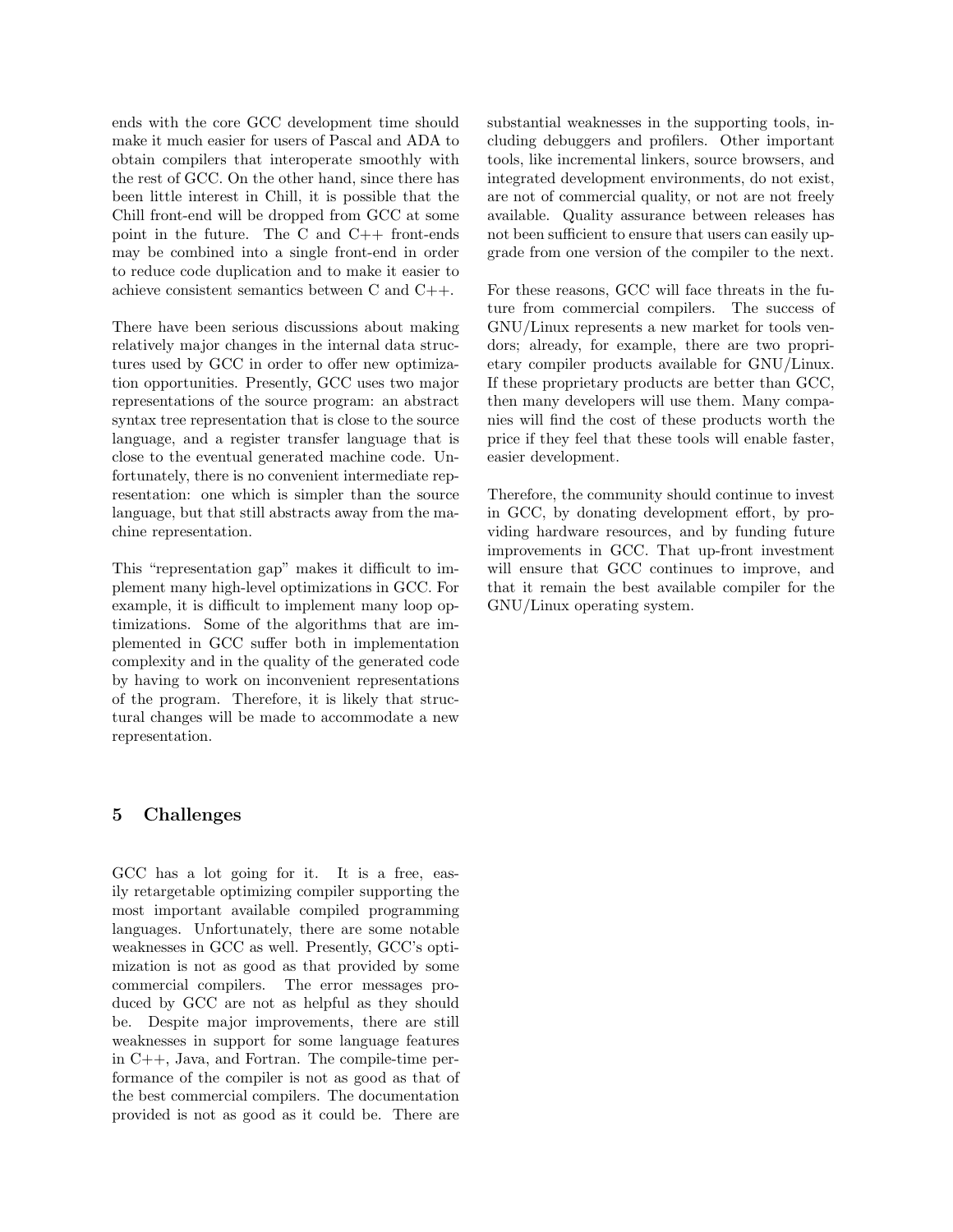ends with the core GCC development time should make it much easier for users of Pascal and ADA to obtain compilers that interoperate smoothly with the rest of GCC. On the other hand, since there has been little interest in Chill, it is possible that the Chill front-end will be dropped from GCC at some point in the future. The C and C++ front-ends may be combined into a single front-end in order to reduce code duplication and to make it easier to achieve consistent semantics between C and C++.

There have been serious discussions about making relatively major changes in the internal data structures used by GCC in order to offer new optimization opportunities. Presently, GCC uses two major representations of the source program: an abstract syntax tree representation that is close to the source language, and a register transfer language that is close to the eventual generated machine code. Unfortunately, there is no convenient intermediate representation: one which is simpler than the source language, but that still abstracts away from the machine representation.

This "representation gap" makes it difficult to implement many high-level optimizations in GCC. For example, it is difficult to implement many loop optimizations. Some of the algorithms that are implemented in GCC suffer both in implementation complexity and in the quality of the generated code by having to work on inconvenient representations of the program. Therefore, it is likely that structural changes will be made to accommodate a new representation.

## 5 Challenges

GCC has a lot going for it. It is a free, easily retargetable optimizing compiler supporting the most important available compiled programming languages. Unfortunately, there are some notable weaknesses in GCC as well. Presently, GCC's optimization is not as good as that provided by some commercial compilers. The error messages produced by GCC are not as helpful as they should be. Despite major improvements, there are still weaknesses in support for some language features in C++, Java, and Fortran. The compile-time performance of the compiler is not as good as that of the best commercial compilers. The documentation provided is not as good as it could be. There are substantial weaknesses in the supporting tools, including debuggers and profilers. Other important tools, like incremental linkers, source browsers, and integrated development environments, do not exist, are not of commercial quality, or not are not freely available. Quality assurance between releases has not been sufficient to ensure that users can easily upgrade from one version of the compiler to the next.

For these reasons, GCC will face threats in the future from commercial compilers. The success of GNU/Linux represents a new market for tools vendors; already, for example, there are two proprietary compiler products available for GNU/Linux. If these proprietary products are better than GCC, then many developers will use them. Many companies will find the cost of these products worth the price if they feel that these tools will enable faster, easier development.

Therefore, the community should continue to invest in GCC, by donating development effort, by providing hardware resources, and by funding future improvements in GCC. That up-front investment will ensure that GCC continues to improve, and that it remain the best available compiler for the GNU/Linux operating system.